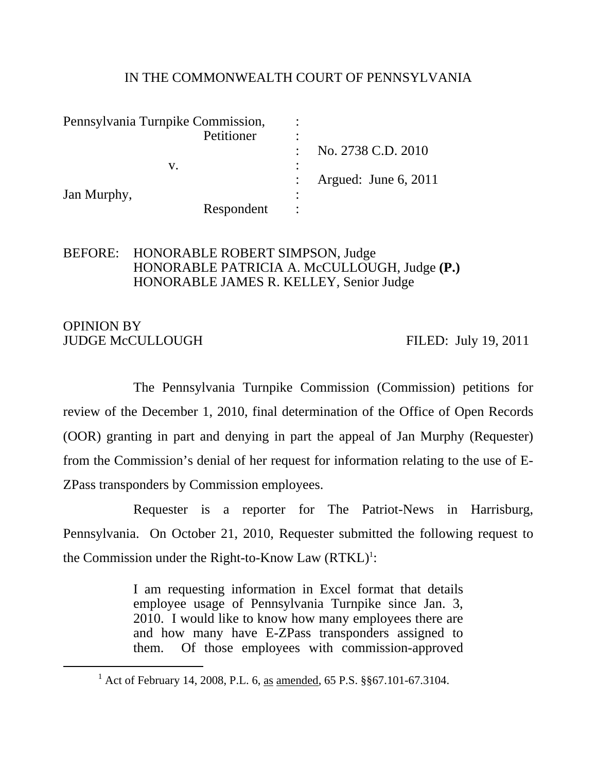IN THE COMMONWEALTH COURT OF PENNSYLVANIA

Pennsylvania Turnpike Commission, :
Petitioner :
: No. 2738 C.D. 2010
v. :
: Argued: June 6, 2011
Jan Murphy, :
Respondent :

BEFORE: HONORABLE ROBERT SIMPSON, Judge
HONORABLE PATRICIA A. McCULLOUGH, Judge **(P.)**
HONORABLE JAMES R. KELLEY, Senior Judge

OPINION BY
JUDGE McCULLOUGH FILED: July 19, 2011

The Pennsylvania Turnpike Commission (Commission) petitions for review of the December 1, 2010, final determination of the Office of Open Records (OOR) granting in part and denying in part the appeal of Jan Murphy (Requester) from the Commission's denial of her request for information relating to the use of E-ZPass transponders by Commission employees.

Requester is a reporter for The Patriot-News in Harrisburg, Pennsylvania. On October 21, 2010, Requester submitted the following request to the Commission under the Right-to-Know Law (RTKL)[1]:

> I am requesting information in Excel format that details employee usage of Pennsylvania Turnpike since Jan. 3, 2010. I would like to know how many employees there are and how many have E-ZPass transponders assigned to them. Of those employees with commission-approved

[1] Act of February 14, 2008, P.L. 6, as amended, 65 P.S. §§67.101-67.3104.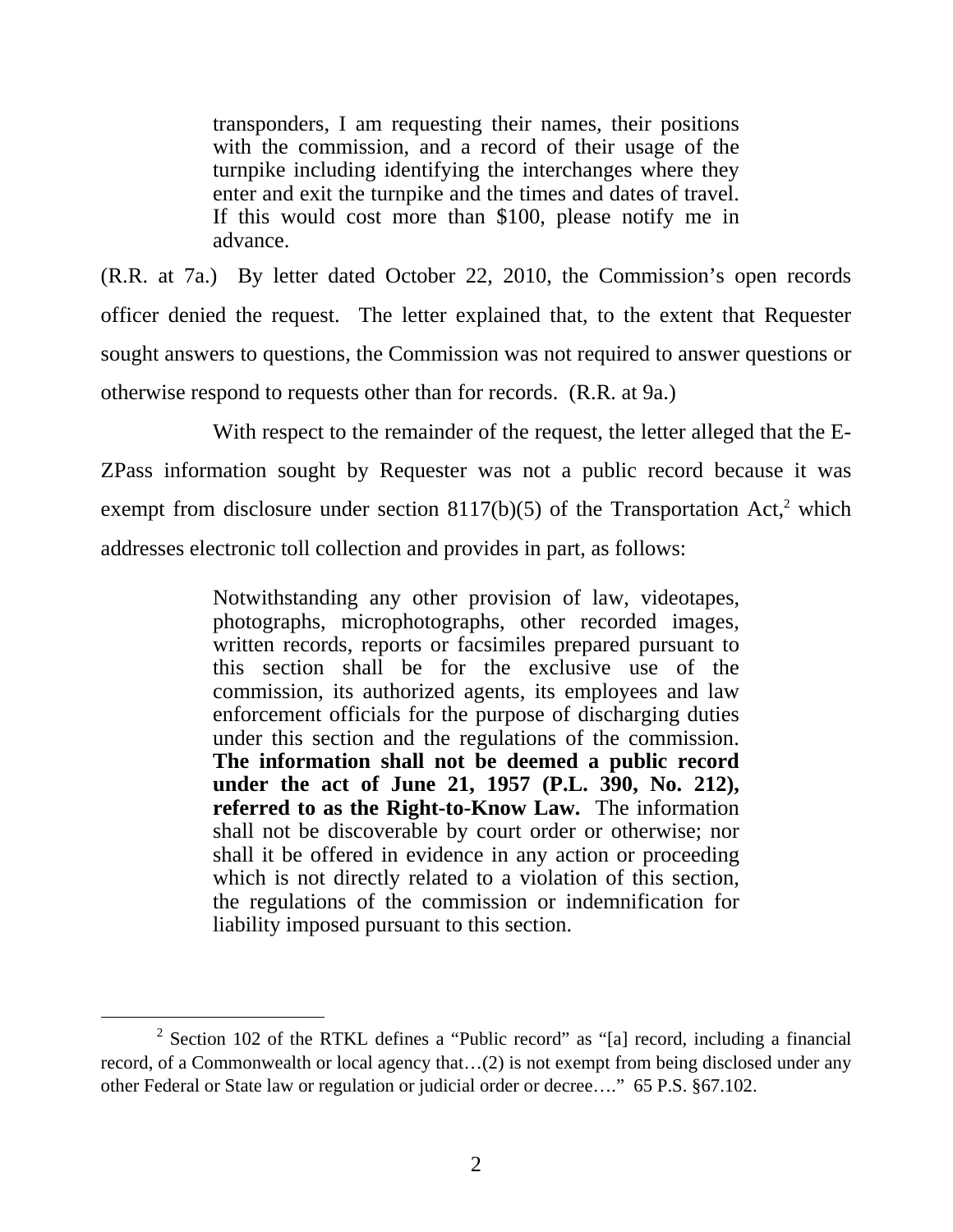> transponders, I am requesting their names, their positions with the commission, and a record of their usage of the turnpike including identifying the interchanges where they enter and exit the turnpike and the times and dates of travel. If this would cost more than $100, please notify me in advance.

(R.R. at 7a.) By letter dated October 22, 2010, the Commission's open records officer denied the request. The letter explained that, to the extent that Requester sought answers to questions, the Commission was not required to answer questions or otherwise respond to requests other than for records. (R.R. at 9a.)

With respect to the remainder of the request, the letter alleged that the E-ZPass information sought by Requester was not a public record because it was exempt from disclosure under section 8117(b)(5) of the Transportation Act,[2] which addresses electronic toll collection and provides in part, as follows:

> Notwithstanding any other provision of law, videotapes, photographs, microphotographs, other recorded images, written records, reports or facsimiles prepared pursuant to this section shall be for the exclusive use of the commission, its authorized agents, its employees and law enforcement officials for the purpose of discharging duties under this section and the regulations of the commission. **The information shall not be deemed a public record under the act of June 21, 1957 (P.L. 390, No. 212), referred to as the Right-to-Know Law.** The information shall not be discoverable by court order or otherwise; nor shall it be offered in evidence in any action or proceeding which is not directly related to a violation of this section, the regulations of the commission or indemnification for liability imposed pursuant to this section.

[2] Section 102 of the RTKL defines a "Public record" as "[a] record, including a financial record, of a Commonwealth or local agency that…(2) is not exempt from being disclosed under any other Federal or State law or regulation or judicial order or decree…." 65 P.S. §67.102.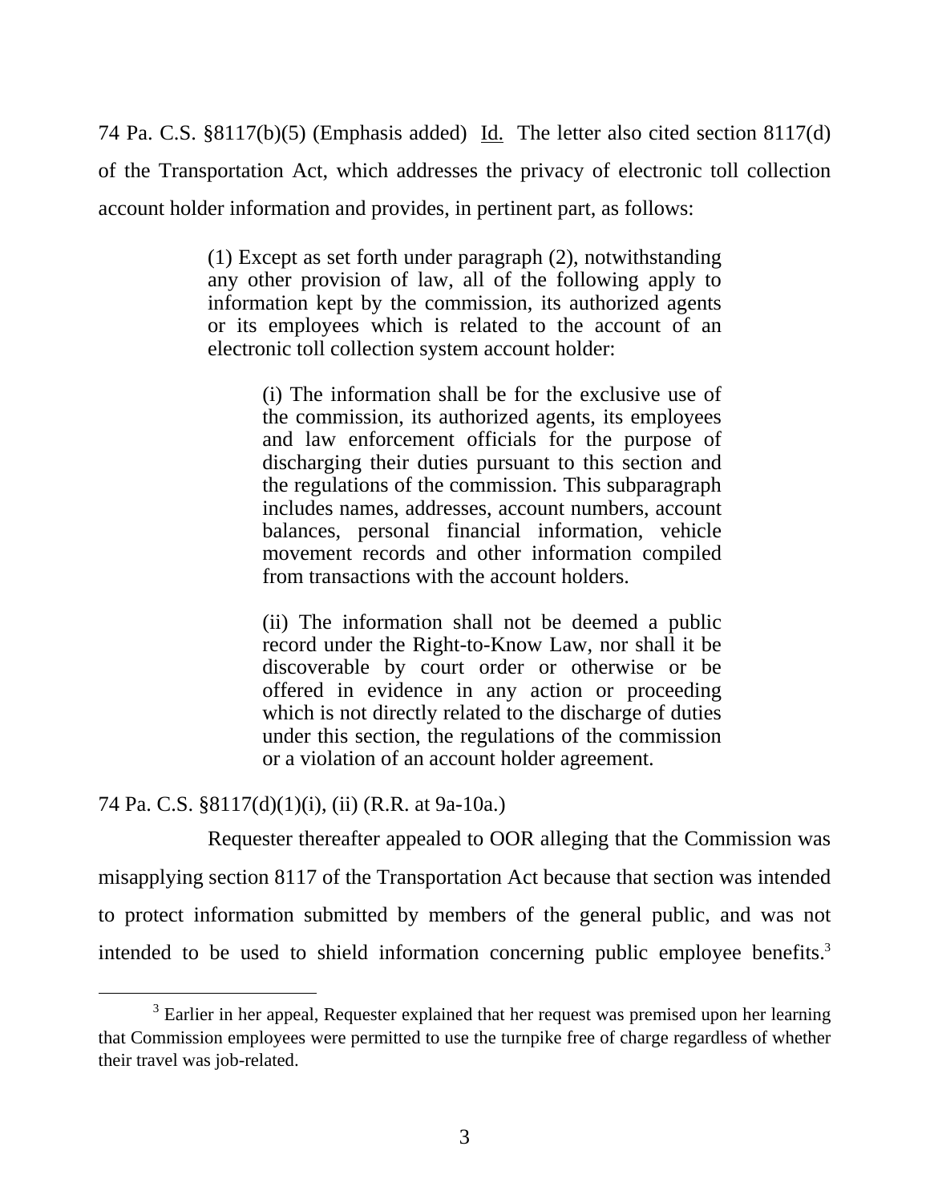74 Pa. C.S. §8117(b)(5) (Emphasis added) Id. The letter also cited section 8117(d) of the Transportation Act, which addresses the privacy of electronic toll collection account holder information and provides, in pertinent part, as follows:

> (1) Except as set forth under paragraph (2), notwithstanding any other provision of law, all of the following apply to information kept by the commission, its authorized agents or its employees which is related to the account of an electronic toll collection system account holder:
>
> > (i) The information shall be for the exclusive use of the commission, its authorized agents, its employees and law enforcement officials for the purpose of discharging their duties pursuant to this section and the regulations of the commission. This subparagraph includes names, addresses, account numbers, account balances, personal financial information, vehicle movement records and other information compiled from transactions with the account holders.
> >
> > (ii) The information shall not be deemed a public record under the Right-to-Know Law, nor shall it be discoverable by court order or otherwise or be offered in evidence in any action or proceeding which is not directly related to the discharge of duties under this section, the regulations of the commission or a violation of an account holder agreement.

74 Pa. C.S. §8117(d)(1)(i), (ii) (R.R. at 9a-10a.)

Requester thereafter appealed to OOR alleging that the Commission was misapplying section 8117 of the Transportation Act because that section was intended to protect information submitted by members of the general public, and was not intended to be used to shield information concerning public employee benefits.[3]

[3] Earlier in her appeal, Requester explained that her request was premised upon her learning that Commission employees were permitted to use the turnpike free of charge regardless of whether their travel was job-related.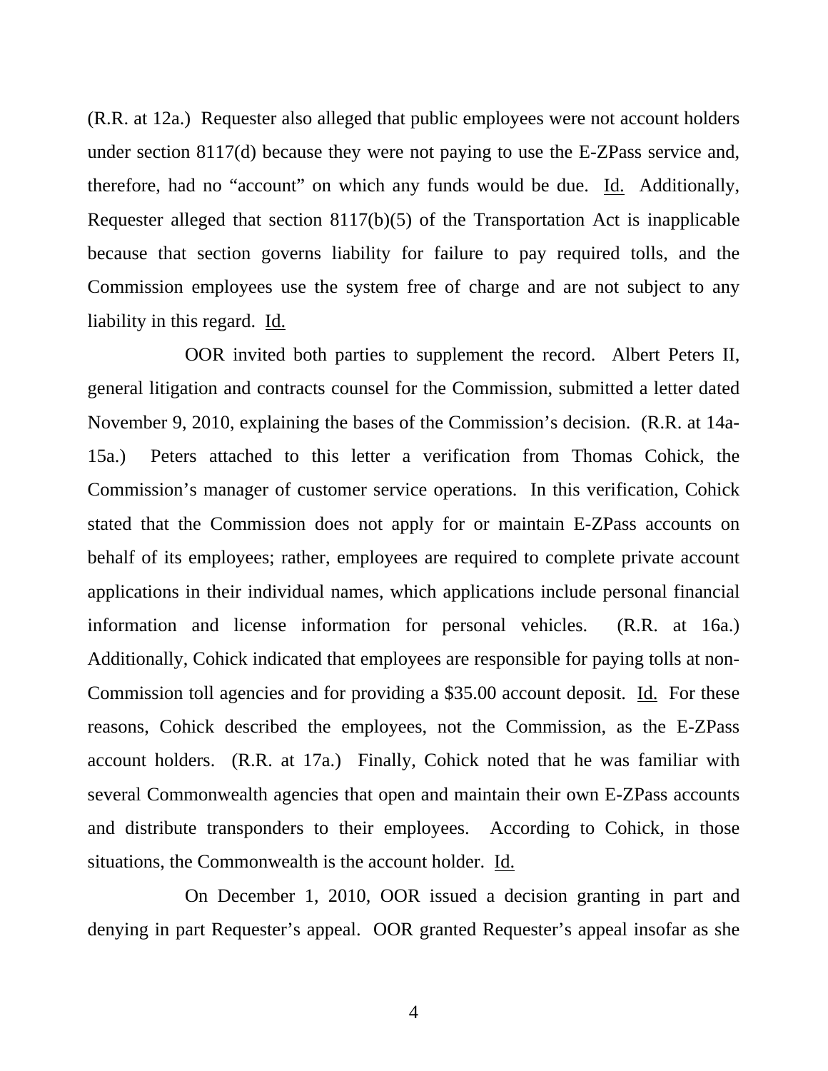(R.R. at 12a.) Requester also alleged that public employees were not account holders under section 8117(d) because they were not paying to use the E-ZPass service and, therefore, had no "account" on which any funds would be due. Id. Additionally, Requester alleged that section 8117(b)(5) of the Transportation Act is inapplicable because that section governs liability for failure to pay required tolls, and the Commission employees use the system free of charge and are not subject to any liability in this regard. Id.

OOR invited both parties to supplement the record. Albert Peters II, general litigation and contracts counsel for the Commission, submitted a letter dated November 9, 2010, explaining the bases of the Commission's decision. (R.R. at 14a-15a.) Peters attached to this letter a verification from Thomas Cohick, the Commission's manager of customer service operations. In this verification, Cohick stated that the Commission does not apply for or maintain E-ZPass accounts on behalf of its employees; rather, employees are required to complete private account applications in their individual names, which applications include personal financial information and license information for personal vehicles. (R.R. at 16a.) Additionally, Cohick indicated that employees are responsible for paying tolls at non-Commission toll agencies and for providing a $35.00 account deposit. Id. For these reasons, Cohick described the employees, not the Commission, as the E-ZPass account holders. (R.R. at 17a.) Finally, Cohick noted that he was familiar with several Commonwealth agencies that open and maintain their own E-ZPass accounts and distribute transponders to their employees. According to Cohick, in those situations, the Commonwealth is the account holder. Id.

On December 1, 2010, OOR issued a decision granting in part and denying in part Requester's appeal. OOR granted Requester's appeal insofar as she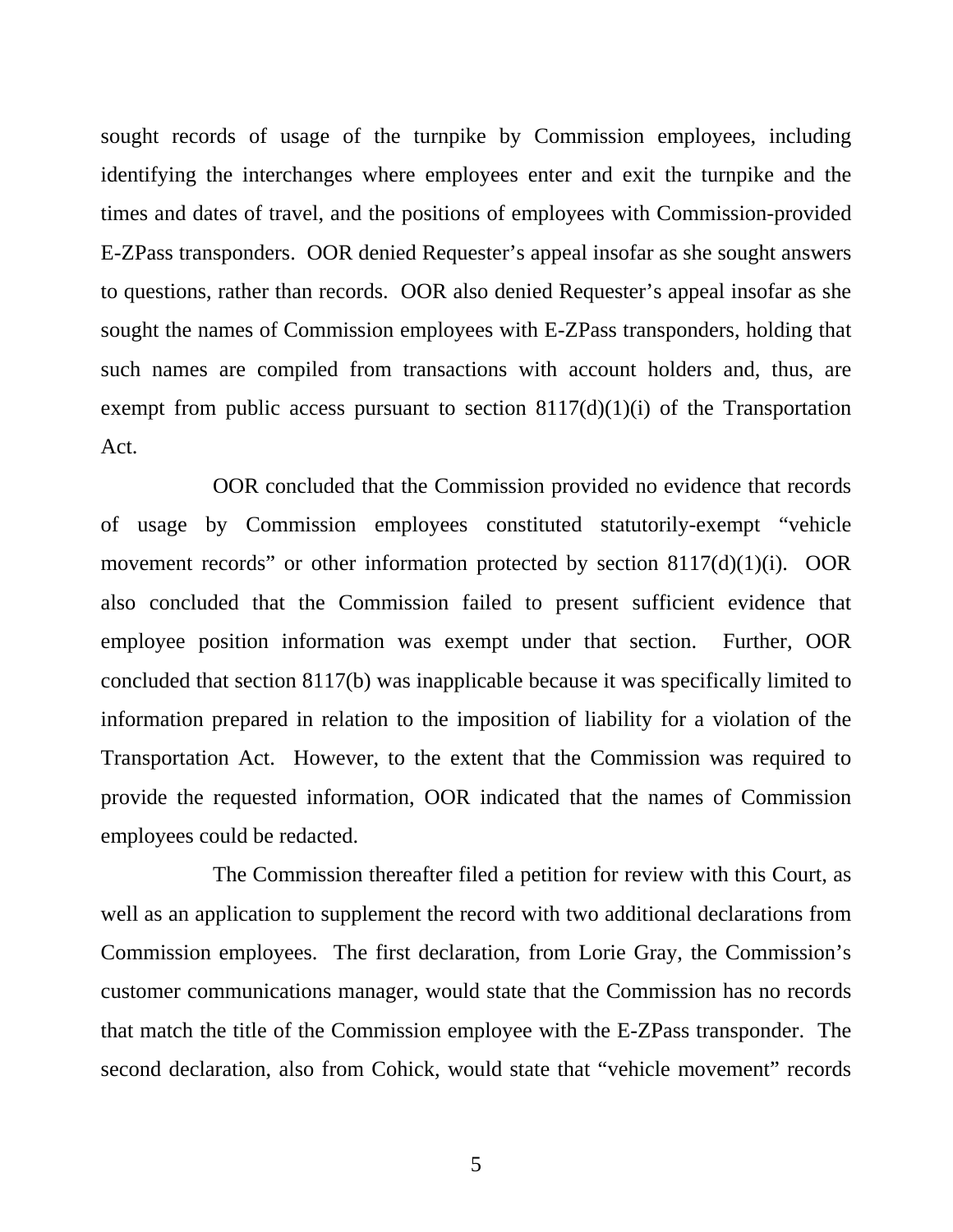sought records of usage of the turnpike by Commission employees, including identifying the interchanges where employees enter and exit the turnpike and the times and dates of travel, and the positions of employees with Commission-provided E-ZPass transponders. OOR denied Requester's appeal insofar as she sought answers to questions, rather than records. OOR also denied Requester's appeal insofar as she sought the names of Commission employees with E-ZPass transponders, holding that such names are compiled from transactions with account holders and, thus, are exempt from public access pursuant to section 8117(d)(1)(i) of the Transportation Act.

OOR concluded that the Commission provided no evidence that records of usage by Commission employees constituted statutorily-exempt "vehicle movement records" or other information protected by section 8117(d)(1)(i). OOR also concluded that the Commission failed to present sufficient evidence that employee position information was exempt under that section. Further, OOR concluded that section 8117(b) was inapplicable because it was specifically limited to information prepared in relation to the imposition of liability for a violation of the Transportation Act. However, to the extent that the Commission was required to provide the requested information, OOR indicated that the names of Commission employees could be redacted.

The Commission thereafter filed a petition for review with this Court, as well as an application to supplement the record with two additional declarations from Commission employees. The first declaration, from Lorie Gray, the Commission's customer communications manager, would state that the Commission has no records that match the title of the Commission employee with the E-ZPass transponder. The second declaration, also from Cohick, would state that "vehicle movement" records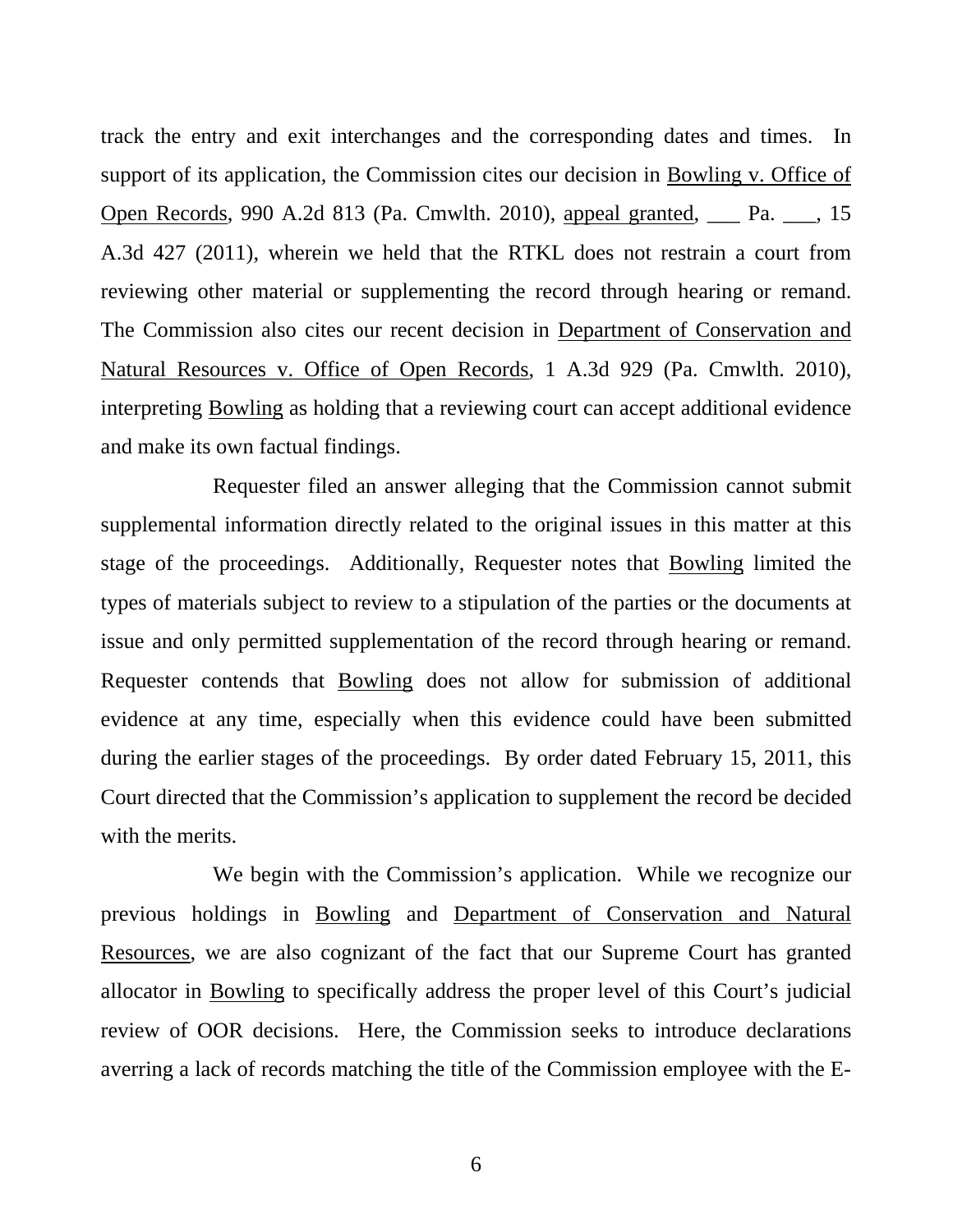track the entry and exit interchanges and the corresponding dates and times. In support of its application, the Commission cites our decision in Bowling v. Office of Open Records, 990 A.2d 813 (Pa. Cmwlth. 2010), appeal granted, ___ Pa. ___, 15 A.3d 427 (2011), wherein we held that the RTKL does not restrain a court from reviewing other material or supplementing the record through hearing or remand. The Commission also cites our recent decision in Department of Conservation and Natural Resources v. Office of Open Records, 1 A.3d 929 (Pa. Cmwlth. 2010), interpreting Bowling as holding that a reviewing court can accept additional evidence and make its own factual findings.

Requester filed an answer alleging that the Commission cannot submit supplemental information directly related to the original issues in this matter at this stage of the proceedings. Additionally, Requester notes that Bowling limited the types of materials subject to review to a stipulation of the parties or the documents at issue and only permitted supplementation of the record through hearing or remand. Requester contends that Bowling does not allow for submission of additional evidence at any time, especially when this evidence could have been submitted during the earlier stages of the proceedings. By order dated February 15, 2011, this Court directed that the Commission's application to supplement the record be decided with the merits.

We begin with the Commission's application. While we recognize our previous holdings in Bowling and Department of Conservation and Natural Resources, we are also cognizant of the fact that our Supreme Court has granted allocator in Bowling to specifically address the proper level of this Court's judicial review of OOR decisions. Here, the Commission seeks to introduce declarations averring a lack of records matching the title of the Commission employee with the E-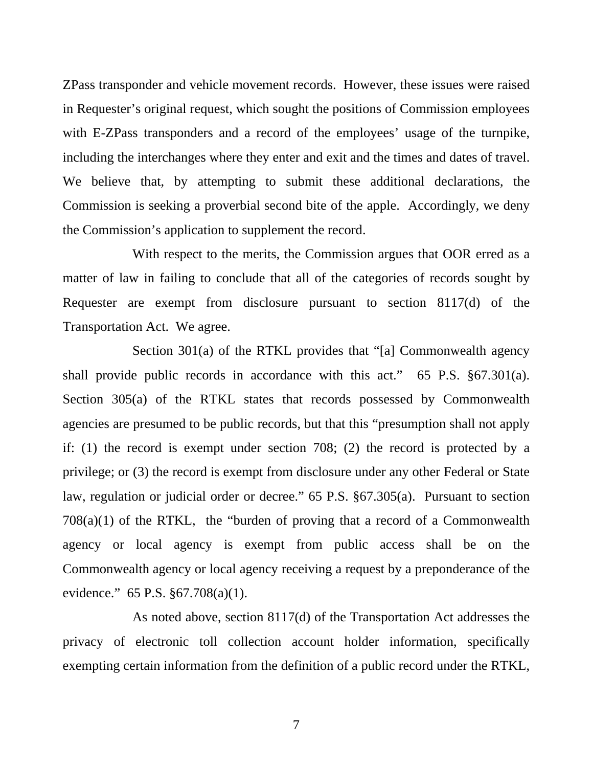ZPass transponder and vehicle movement records. However, these issues were raised in Requester's original request, which sought the positions of Commission employees with E-ZPass transponders and a record of the employees' usage of the turnpike, including the interchanges where they enter and exit and the times and dates of travel. We believe that, by attempting to submit these additional declarations, the Commission is seeking a proverbial second bite of the apple. Accordingly, we deny the Commission's application to supplement the record.

With respect to the merits, the Commission argues that OOR erred as a matter of law in failing to conclude that all of the categories of records sought by Requester are exempt from disclosure pursuant to section 8117(d) of the Transportation Act. We agree.

Section 301(a) of the RTKL provides that "[a] Commonwealth agency shall provide public records in accordance with this act." 65 P.S. §67.301(a). Section 305(a) of the RTKL states that records possessed by Commonwealth agencies are presumed to be public records, but that this "presumption shall not apply if: (1) the record is exempt under section 708; (2) the record is protected by a privilege; or (3) the record is exempt from disclosure under any other Federal or State law, regulation or judicial order or decree." 65 P.S. §67.305(a). Pursuant to section 708(a)(1) of the RTKL, the "burden of proving that a record of a Commonwealth agency or local agency is exempt from public access shall be on the Commonwealth agency or local agency receiving a request by a preponderance of the evidence." 65 P.S. §67.708(a)(1).

As noted above, section 8117(d) of the Transportation Act addresses the privacy of electronic toll collection account holder information, specifically exempting certain information from the definition of a public record under the RTKL,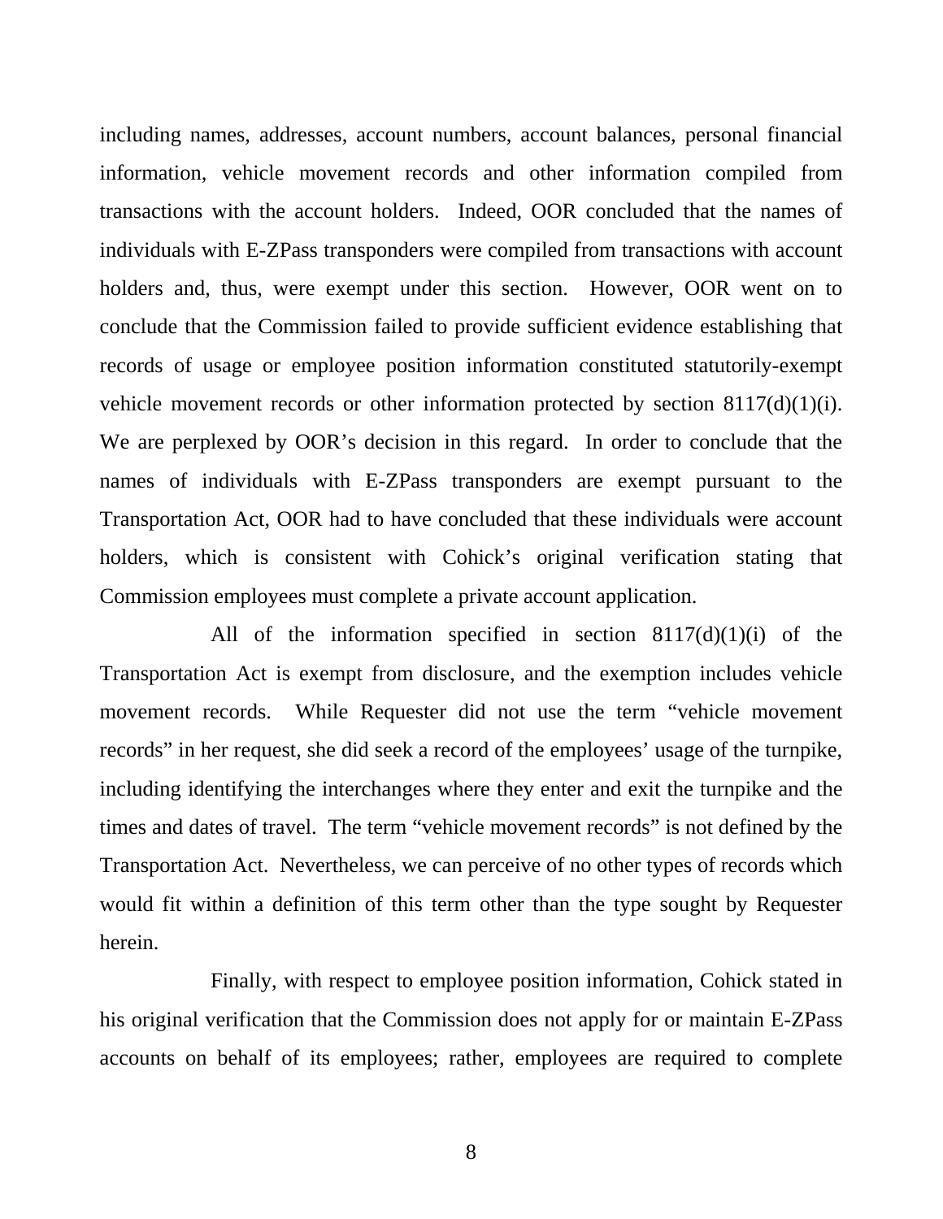including names, addresses, account numbers, account balances, personal financial information, vehicle movement records and other information compiled from transactions with the account holders. Indeed, OOR concluded that the names of individuals with E-ZPass transponders were compiled from transactions with account holders and, thus, were exempt under this section. However, OOR went on to conclude that the Commission failed to provide sufficient evidence establishing that records of usage or employee position information constituted statutorily-exempt vehicle movement records or other information protected by section 8117(d)(1)(i). We are perplexed by OOR's decision in this regard. In order to conclude that the names of individuals with E-ZPass transponders are exempt pursuant to the Transportation Act, OOR had to have concluded that these individuals were account holders, which is consistent with Cohick's original verification stating that Commission employees must complete a private account application.

All of the information specified in section 8117(d)(1)(i) of the Transportation Act is exempt from disclosure, and the exemption includes vehicle movement records. While Requester did not use the term "vehicle movement records" in her request, she did seek a record of the employees' usage of the turnpike, including identifying the interchanges where they enter and exit the turnpike and the times and dates of travel. The term "vehicle movement records" is not defined by the Transportation Act. Nevertheless, we can perceive of no other types of records which would fit within a definition of this term other than the type sought by Requester herein.

Finally, with respect to employee position information, Cohick stated in his original verification that the Commission does not apply for or maintain E-ZPass accounts on behalf of its employees; rather, employees are required to complete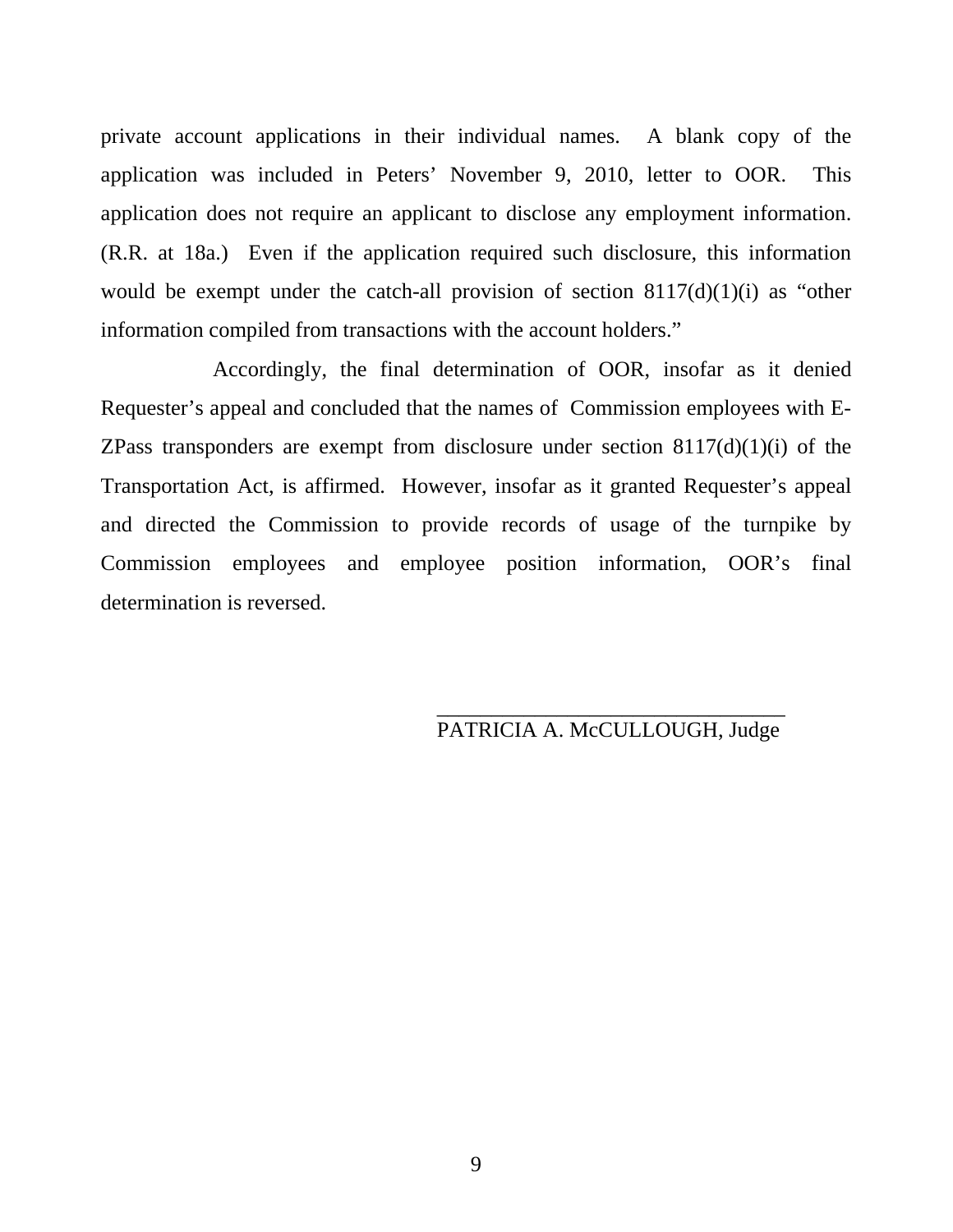private account applications in their individual names. A blank copy of the application was included in Peters' November 9, 2010, letter to OOR. This application does not require an applicant to disclose any employment information. (R.R. at 18a.) Even if the application required such disclosure, this information would be exempt under the catch-all provision of section 8117(d)(1)(i) as "other information compiled from transactions with the account holders."

Accordingly, the final determination of OOR, insofar as it denied Requester's appeal and concluded that the names of Commission employees with E-ZPass transponders are exempt from disclosure under section 8117(d)(1)(i) of the Transportation Act, is affirmed. However, insofar as it granted Requester's appeal and directed the Commission to provide records of usage of the turnpike by Commission employees and employee position information, OOR's final determination is reversed.

\_\_\_\_\_\_\_\_\_\_\_\_\_\_\_\_\_\_\_\_\_\_\_\_\_\_\_\_\_\_\_\_\_\_
PATRICIA A. McCULLOUGH, Judge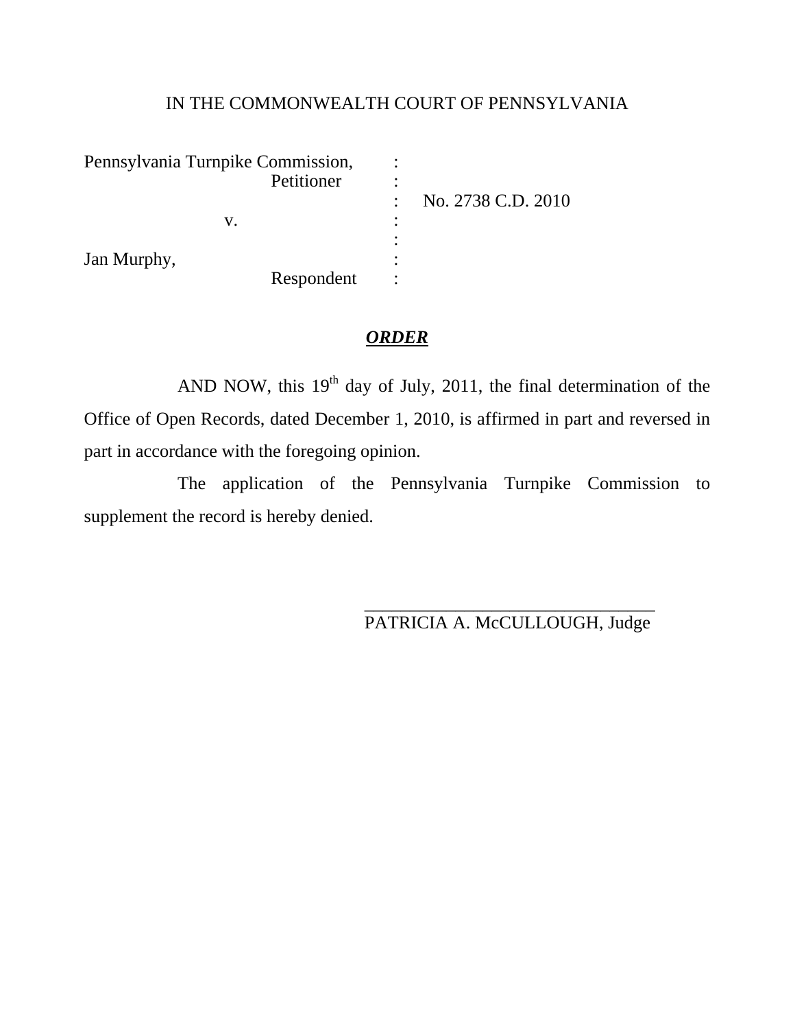IN THE COMMONWEALTH COURT OF PENNSYLVANIA

| | | |
|---|---|---|
| Pennsylvania Turnpike Commission, Petitioner | : | |
| | : | No. 2738 C.D. 2010 |
| v. | : | |
| | : | |
| Jan Murphy, Respondent | : | |

***ORDER***

AND NOW, this 19th day of July, 2011, the final determination of the Office of Open Records, dated December 1, 2010, is affirmed in part and reversed in part in accordance with the foregoing opinion.

The application of the Pennsylvania Turnpike Commission to supplement the record is hereby denied.

\_\_\_\_\_\_\_\_\_\_\_\_\_\_\_\_\_\_\_\_\_\_\_\_\_\_\_\_\_\_\_\_\_\_

PATRICIA A. McCULLOUGH, Judge